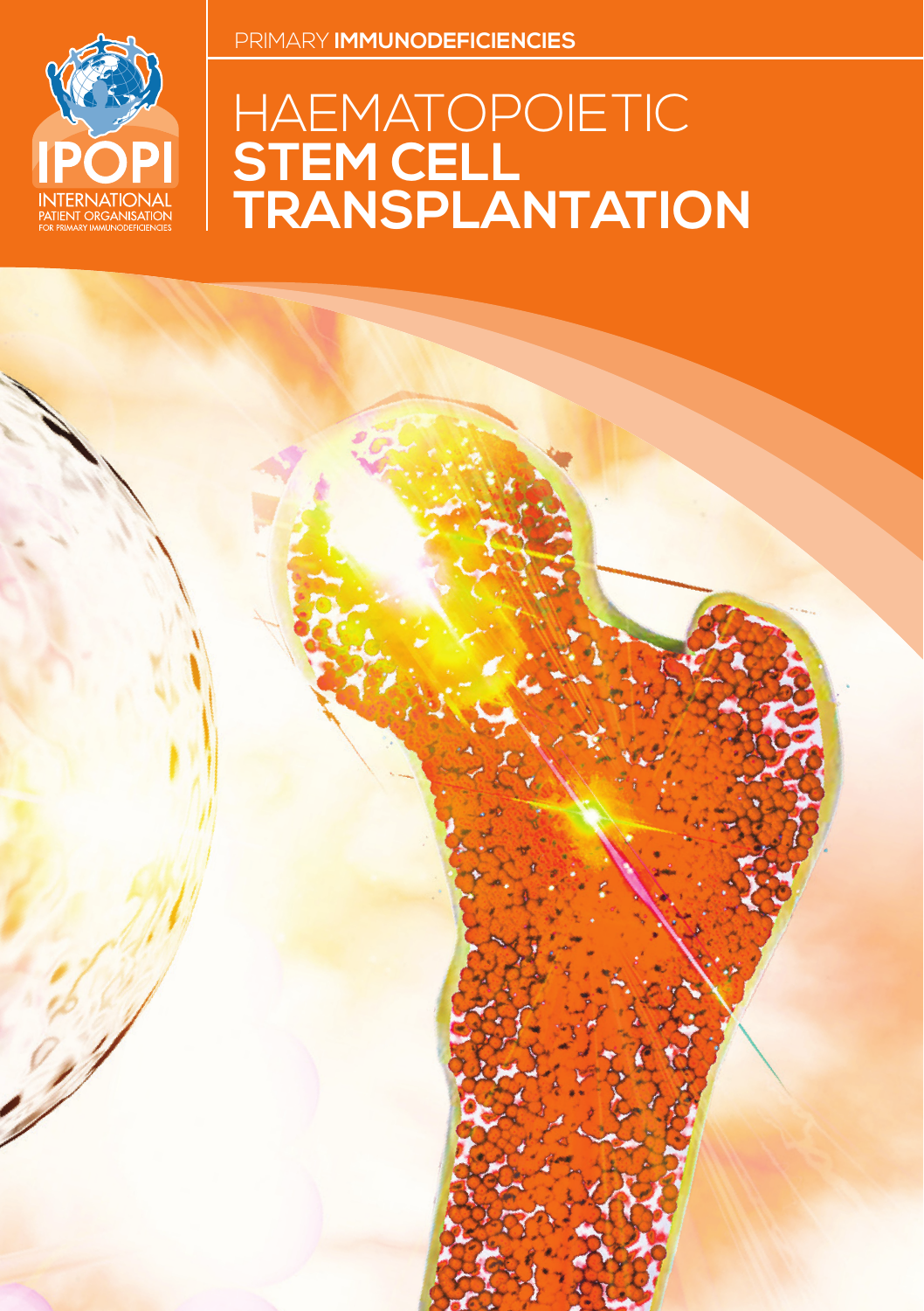IPOPI

INTERNATIONAL PATIENT ORGANISATION FOR PRIMARY IMMUNODEFICIENCIES

PRIMARY **IMMUNODEFICIENCIES**

# HAEMATOPOIETIC **STEM CELL TRANSPLANTATION**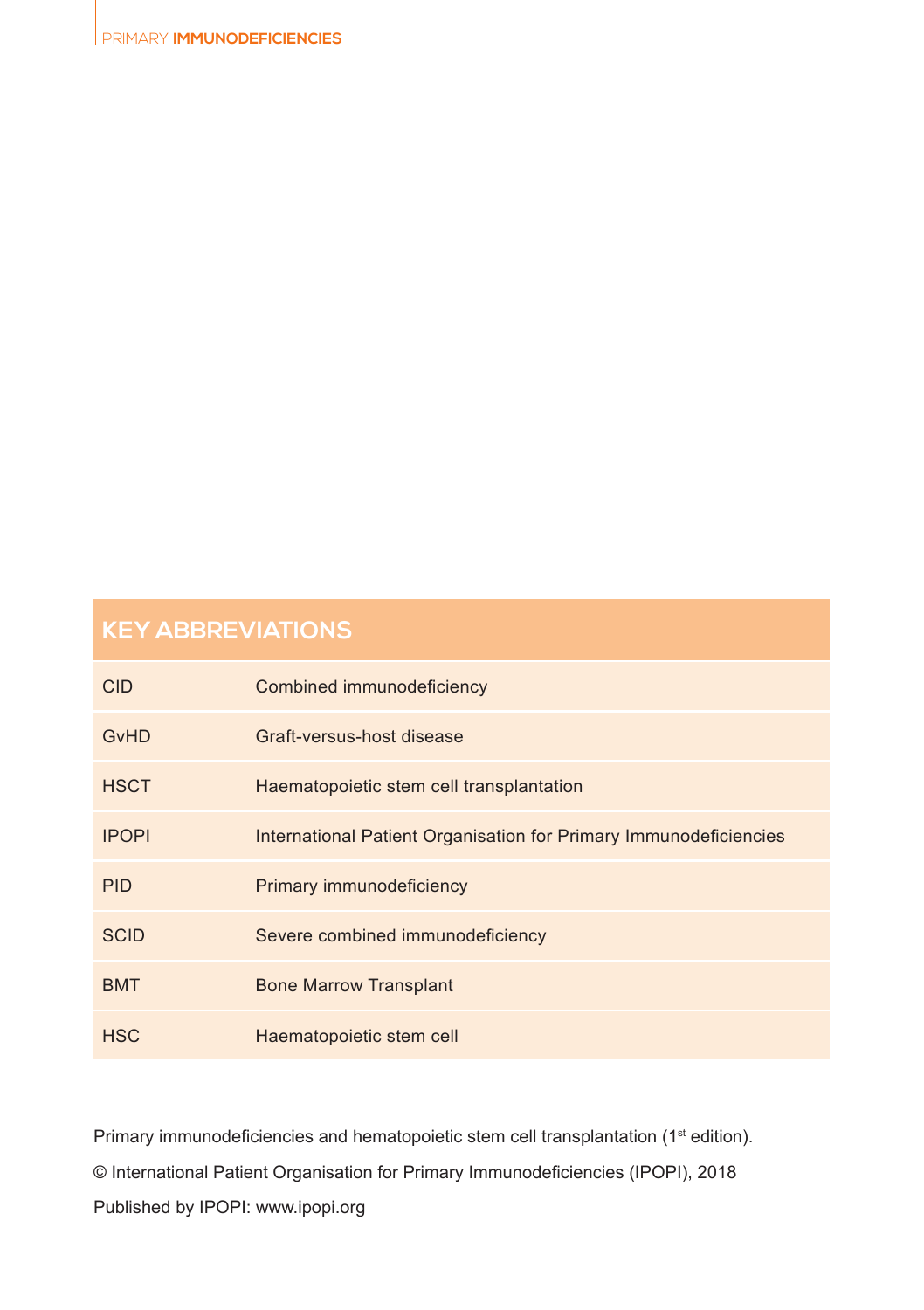## KEY ABBREVIATIONS

| | |
|---|---|
| CID | Combined immunodeficiency |
| GvHD | Graft-versus-host disease |
| HSCT | Haematopoietic stem cell transplantation |
| IPOPI | International Patient Organisation for Primary Immunodeficiencies |
| PID | Primary immunodeficiency |
| SCID | Severe combined immunodeficiency |
| BMT | Bone Marrow Transplant |
| HSC | Haematopoietic stem cell |

Primary immunodeficiencies and hematopoietic stem cell transplantation (1st edition).

© International Patient Organisation for Primary Immunodeficiencies (IPOPI), 2018

Published by IPOPI: www.ipopi.org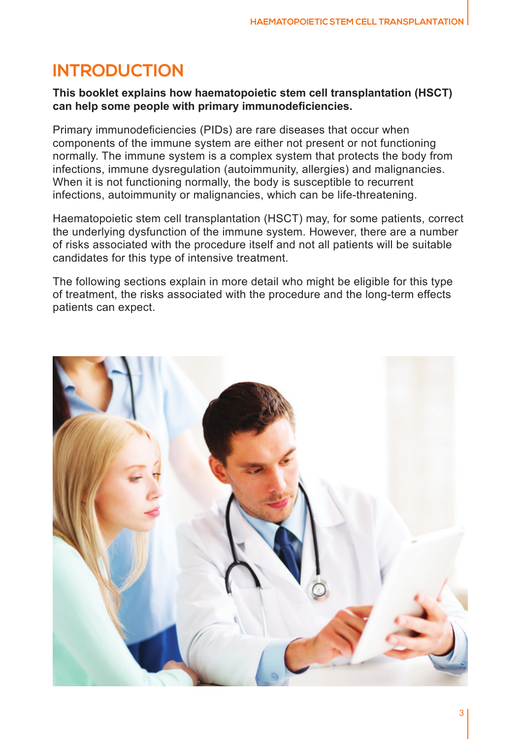# INTRODUCTION

**This booklet explains how haematopoietic stem cell transplantation (HSCT) can help some people with primary immunodeficiencies.**

Primary immunodeficiencies (PIDs) are rare diseases that occur when components of the immune system are either not present or not functioning normally. The immune system is a complex system that protects the body from infections, immune dysregulation (autoimmunity, allergies) and malignancies. When it is not functioning normally, the body is susceptible to recurrent infections, autoimmunity or malignancies, which can be life-threatening.

Haematopoietic stem cell transplantation (HSCT) may, for some patients, correct the underlying dysfunction of the immune system. However, there are a number of risks associated with the procedure itself and not all patients will be suitable candidates for this type of intensive treatment.

The following sections explain in more detail who might be eligible for this type of treatment, the risks associated with the procedure and the long-term effects patients can expect.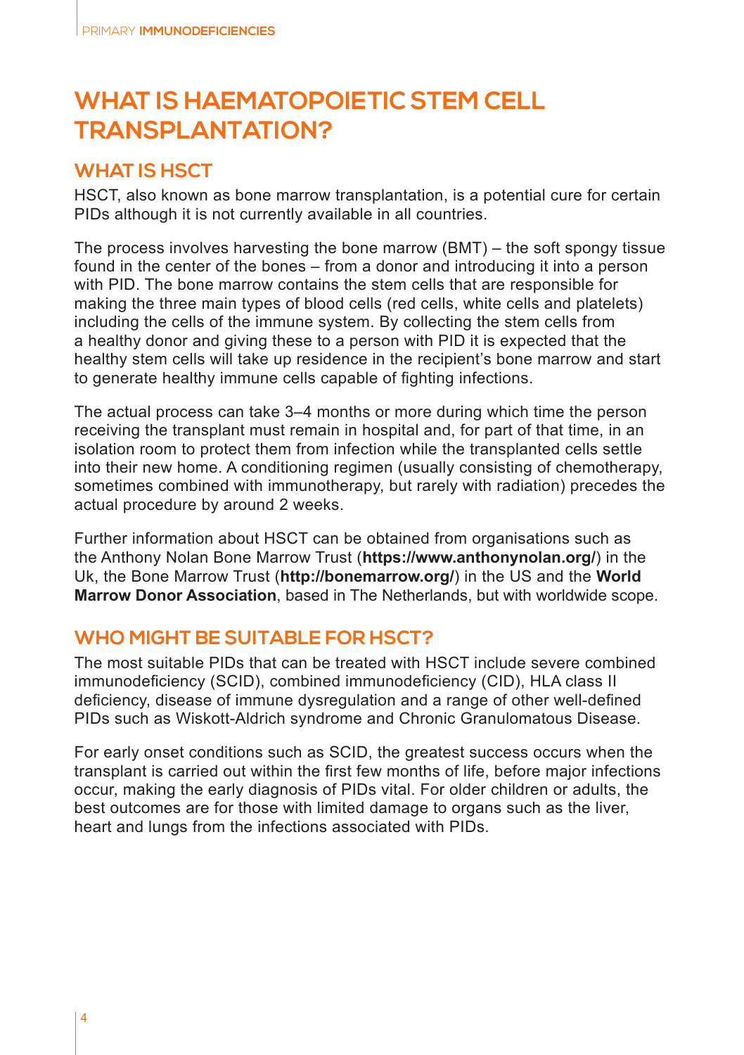# WHAT IS HAEMATOPOIETIC STEM CELL TRANSPLANTATION?

## WHAT IS HSCT

HSCT, also known as bone marrow transplantation, is a potential cure for certain PIDs although it is not currently available in all countries.

The process involves harvesting the bone marrow (BMT) – the soft spongy tissue found in the center of the bones – from a donor and introducing it into a person with PID. The bone marrow contains the stem cells that are responsible for making the three main types of blood cells (red cells, white cells and platelets) including the cells of the immune system. By collecting the stem cells from a healthy donor and giving these to a person with PID it is expected that the healthy stem cells will take up residence in the recipient's bone marrow and start to generate healthy immune cells capable of fighting infections.

The actual process can take 3–4 months or more during which time the person receiving the transplant must remain in hospital and, for part of that time, in an isolation room to protect them from infection while the transplanted cells settle into their new home. A conditioning regimen (usually consisting of chemotherapy, sometimes combined with immunotherapy, but rarely with radiation) precedes the actual procedure by around 2 weeks.

Further information about HSCT can be obtained from organisations such as the Anthony Nolan Bone Marrow Trust (**https://www.anthonynolan.org/**) in the Uk, the Bone Marrow Trust (**http://bonemarrow.org/**) in the US and the **World Marrow Donor Association**, based in The Netherlands, but with worldwide scope.

## WHO MIGHT BE SUITABLE FOR HSCT?

The most suitable PIDs that can be treated with HSCT include severe combined immunodeficiency (SCID), combined immunodeficiency (CID), HLA class II deficiency, disease of immune dysregulation and a range of other well-defined PIDs such as Wiskott-Aldrich syndrome and Chronic Granulomatous Disease.

For early onset conditions such as SCID, the greatest success occurs when the transplant is carried out within the first few months of life, before major infections occur, making the early diagnosis of PIDs vital. For older children or adults, the best outcomes are for those with limited damage to organs such as the liver, heart and lungs from the infections associated with PIDs.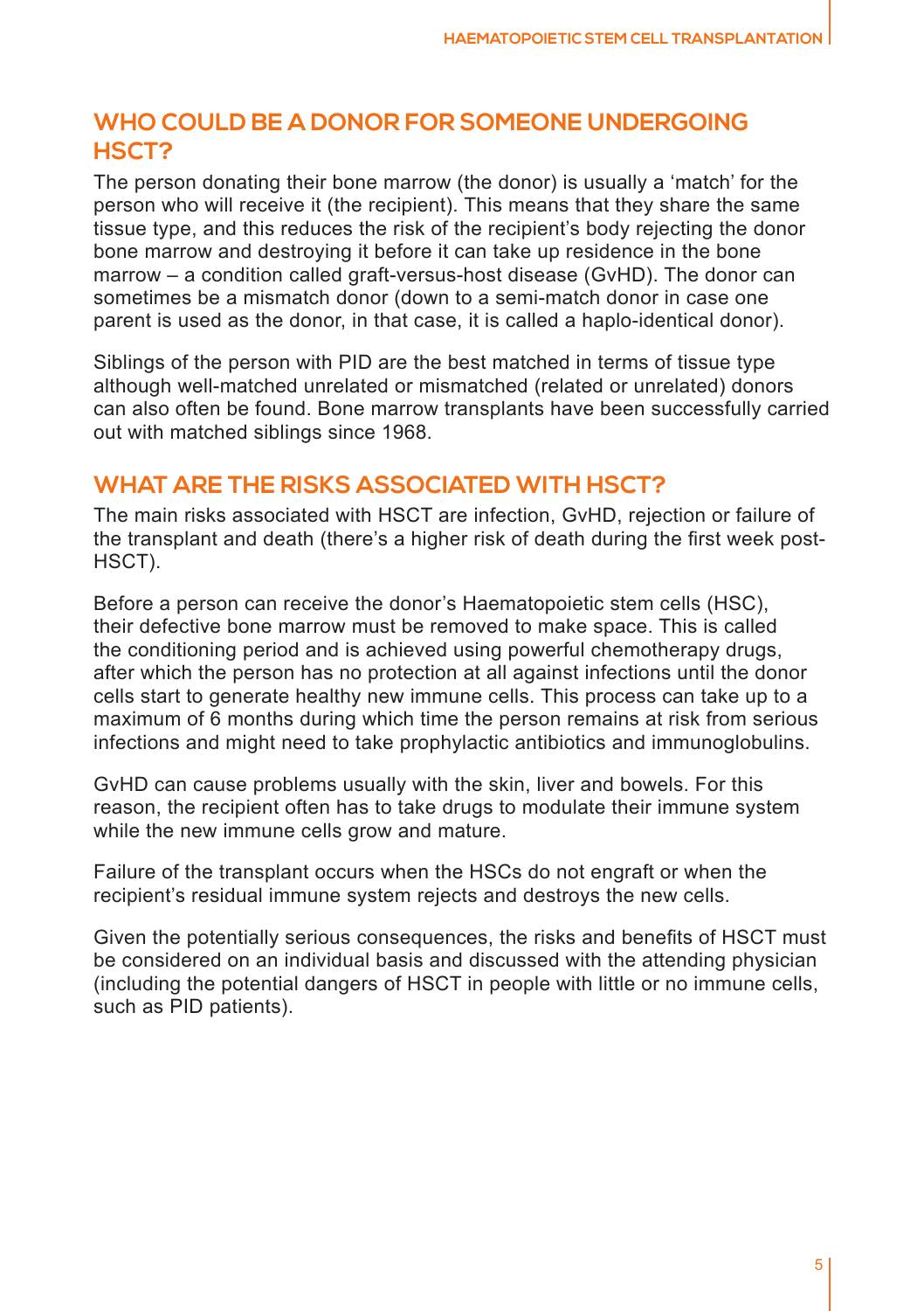## WHO COULD BE A DONOR FOR SOMEONE UNDERGOING HSCT?

The person donating their bone marrow (the donor) is usually a 'match' for the person who will receive it (the recipient). This means that they share the same tissue type, and this reduces the risk of the recipient's body rejecting the donor bone marrow and destroying it before it can take up residence in the bone marrow – a condition called graft-versus-host disease (GvHD). The donor can sometimes be a mismatch donor (down to a semi-match donor in case one parent is used as the donor, in that case, it is called a haplo-identical donor).

Siblings of the person with PID are the best matched in terms of tissue type although well-matched unrelated or mismatched (related or unrelated) donors can also often be found. Bone marrow transplants have been successfully carried out with matched siblings since 1968.

## WHAT ARE THE RISKS ASSOCIATED WITH HSCT?

The main risks associated with HSCT are infection, GvHD, rejection or failure of the transplant and death (there's a higher risk of death during the first week post-HSCT).

Before a person can receive the donor's Haematopoietic stem cells (HSC), their defective bone marrow must be removed to make space. This is called the conditioning period and is achieved using powerful chemotherapy drugs, after which the person has no protection at all against infections until the donor cells start to generate healthy new immune cells. This process can take up to a maximum of 6 months during which time the person remains at risk from serious infections and might need to take prophylactic antibiotics and immunoglobulins.

GvHD can cause problems usually with the skin, liver and bowels. For this reason, the recipient often has to take drugs to modulate their immune system while the new immune cells grow and mature.

Failure of the transplant occurs when the HSCs do not engraft or when the recipient's residual immune system rejects and destroys the new cells.

Given the potentially serious consequences, the risks and benefits of HSCT must be considered on an individual basis and discussed with the attending physician (including the potential dangers of HSCT in people with little or no immune cells, such as PID patients).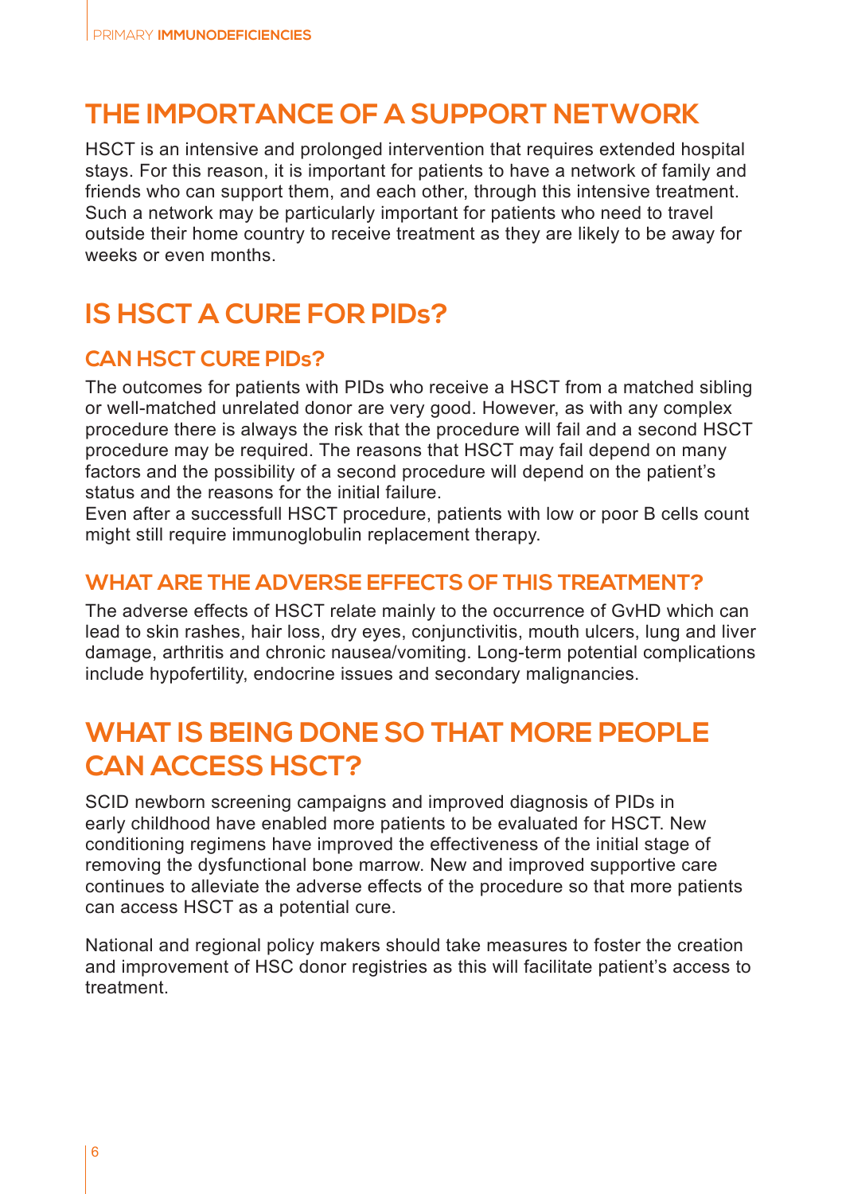## THE IMPORTANCE OF A SUPPORT NETWORK

HSCT is an intensive and prolonged intervention that requires extended hospital stays. For this reason, it is important for patients to have a network of family and friends who can support them, and each other, through this intensive treatment. Such a network may be particularly important for patients who need to travel outside their home country to receive treatment as they are likely to be away for weeks or even months.

## IS HSCT A CURE FOR PIDs?

### CAN HSCT CURE PIDs?

The outcomes for patients with PIDs who receive a HSCT from a matched sibling or well-matched unrelated donor are very good. However, as with any complex procedure there is always the risk that the procedure will fail and a second HSCT procedure may be required. The reasons that HSCT may fail depend on many factors and the possibility of a second procedure will depend on the patient's status and the reasons for the initial failure.
Even after a successfull HSCT procedure, patients with low or poor B cells count might still require immunoglobulin replacement therapy.

### WHAT ARE THE ADVERSE EFFECTS OF THIS TREATMENT?

The adverse effects of HSCT relate mainly to the occurrence of GvHD which can lead to skin rashes, hair loss, dry eyes, conjunctivitis, mouth ulcers, lung and liver damage, arthritis and chronic nausea/vomiting. Long-term potential complications include hypofertility, endocrine issues and secondary malignancies.

## WHAT IS BEING DONE SO THAT MORE PEOPLE CAN ACCESS HSCT?

SCID newborn screening campaigns and improved diagnosis of PIDs in early childhood have enabled more patients to be evaluated for HSCT. New conditioning regimens have improved the effectiveness of the initial stage of removing the dysfunctional bone marrow. New and improved supportive care continues to alleviate the adverse effects of the procedure so that more patients can access HSCT as a potential cure.

National and regional policy makers should take measures to foster the creation and improvement of HSC donor registries as this will facilitate patient's access to treatment.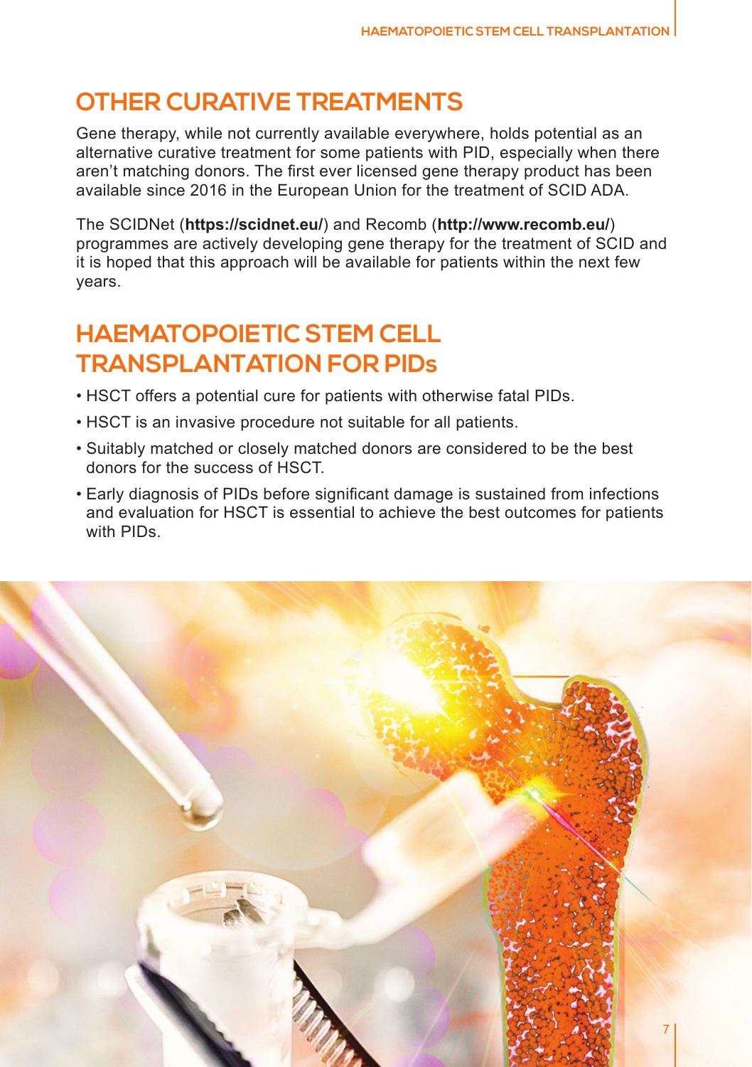## OTHER CURATIVE TREATMENTS

Gene therapy, while not currently available everywhere, holds potential as an alternative curative treatment for some patients with PID, especially when there aren't matching donors. The first ever licensed gene therapy product has been available since 2016 in the European Union for the treatment of SCID ADA.

The SCIDNet (**https://scidnet.eu/**) and Recomb (**http://www.recomb.eu/**) programmes are actively developing gene therapy for the treatment of SCID and it is hoped that this approach will be available for patients within the next few years.

## HAEMATOPOIETIC STEM CELL TRANSPLANTATION FOR PIDs

- HSCT offers a potential cure for patients with otherwise fatal PIDs.
- HSCT is an invasive procedure not suitable for all patients.
- Suitably matched or closely matched donors are considered to be the best donors for the success of HSCT.
- Early diagnosis of PIDs before significant damage is sustained from infections and evaluation for HSCT is essential to achieve the best outcomes for patients with PIDs.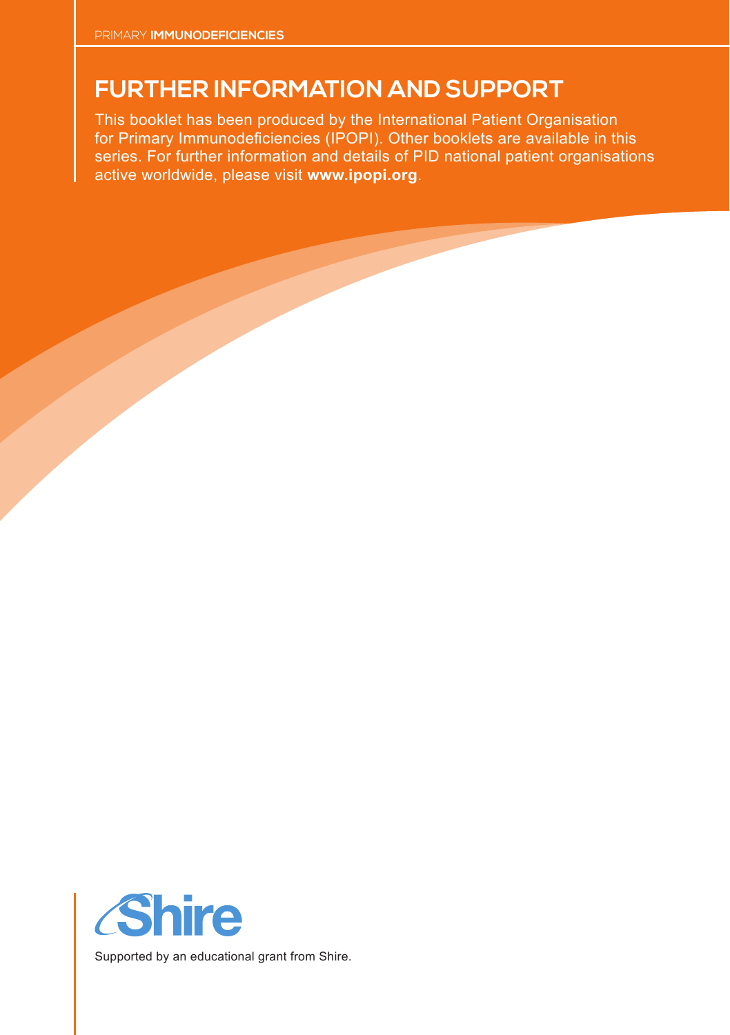## FURTHER INFORMATION AND SUPPORT

This booklet has been produced by the International Patient Organisation for Primary Immunodeficiencies (IPOPI). Other booklets are available in this series. For further information and details of PID national patient organisations active worldwide, please visit **www.ipopi.org**.

Shire

Supported by an educational grant from Shire.